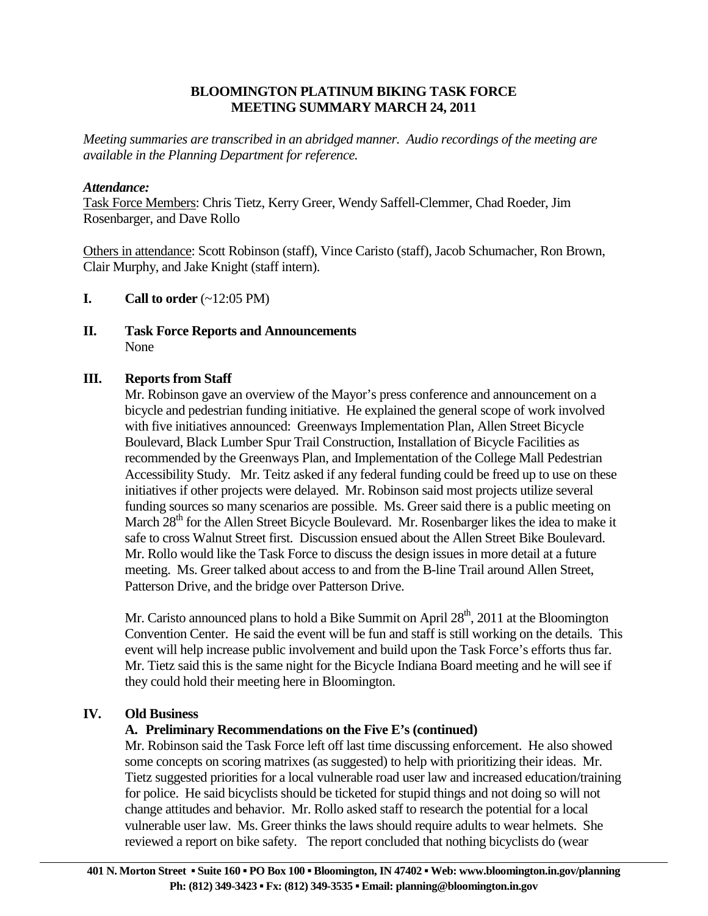# BLOOMINGTON PLATINUM BIKING TASK FORCE
# MEETING SUMMARY MARCH 24, 2011

*Meeting summaries are transcribed in an abridged manner. Audio recordings of the meeting are available in the Planning Department for reference.*

***Attendance:***

Task Force Members: Chris Tietz, Kerry Greer, Wendy Saffell-Clemmer, Chad Roeder, Jim Rosenbarger, and Dave Rollo

Others in attendance: Scott Robinson (staff), Vince Caristo (staff), Jacob Schumacher, Ron Brown, Clair Murphy, and Jake Knight (staff intern).

**I. Call to order** (~12:05 PM)

**II. Task Force Reports and Announcements**

None

**III. Reports from Staff**

Mr. Robinson gave an overview of the Mayor's press conference and announcement on a bicycle and pedestrian funding initiative. He explained the general scope of work involved with five initiatives announced: Greenways Implementation Plan, Allen Street Bicycle Boulevard, Black Lumber Spur Trail Construction, Installation of Bicycle Facilities as recommended by the Greenways Plan, and Implementation of the College Mall Pedestrian Accessibility Study. Mr. Teitz asked if any federal funding could be freed up to use on these initiatives if other projects were delayed. Mr. Robinson said most projects utilize several funding sources so many scenarios are possible. Ms. Greer said there is a public meeting on March 28th for the Allen Street Bicycle Boulevard. Mr. Rosenbarger likes the idea to make it safe to cross Walnut Street first. Discussion ensued about the Allen Street Bike Boulevard. Mr. Rollo would like the Task Force to discuss the design issues in more detail at a future meeting. Ms. Greer talked about access to and from the B-line Trail around Allen Street, Patterson Drive, and the bridge over Patterson Drive.

Mr. Caristo announced plans to hold a Bike Summit on April 28th, 2011 at the Bloomington Convention Center. He said the event will be fun and staff is still working on the details. This event will help increase public involvement and build upon the Task Force's efforts thus far. Mr. Tietz said this is the same night for the Bicycle Indiana Board meeting and he will see if they could hold their meeting here in Bloomington.

**IV. Old Business**

**A. Preliminary Recommendations on the Five E's (continued)**

Mr. Robinson said the Task Force left off last time discussing enforcement. He also showed some concepts on scoring matrixes (as suggested) to help with prioritizing their ideas. Mr. Tietz suggested priorities for a local vulnerable road user law and increased education/training for police. He said bicyclists should be ticketed for stupid things and not doing so will not change attitudes and behavior. Mr. Rollo asked staff to research the potential for a local vulnerable user law. Ms. Greer thinks the laws should require adults to wear helmets. She reviewed a report on bike safety. The report concluded that nothing bicyclists do (wear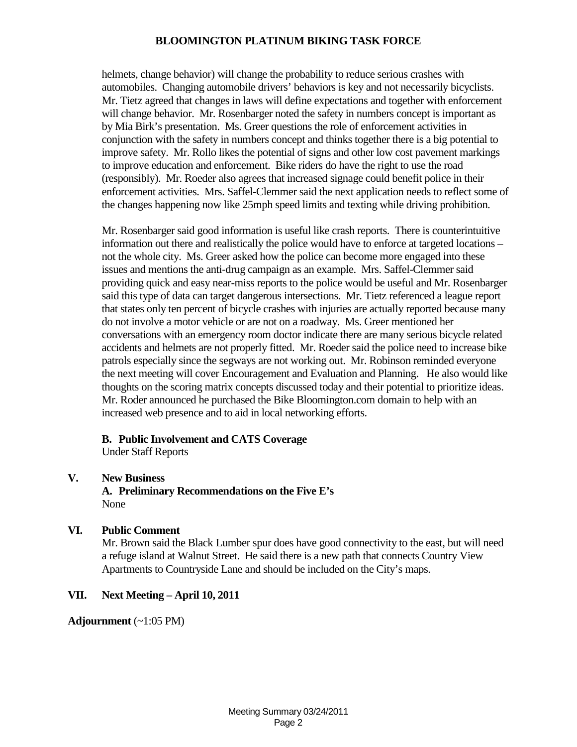helmets, change behavior) will change the probability to reduce serious crashes with automobiles. Changing automobile drivers' behaviors is key and not necessarily bicyclists. Mr. Tietz agreed that changes in laws will define expectations and together with enforcement will change behavior. Mr. Rosenbarger noted the safety in numbers concept is important as by Mia Birk's presentation. Ms. Greer questions the role of enforcement activities in conjunction with the safety in numbers concept and thinks together there is a big potential to improve safety. Mr. Rollo likes the potential of signs and other low cost pavement markings to improve education and enforcement. Bike riders do have the right to use the road (responsibly). Mr. Roeder also agrees that increased signage could benefit police in their enforcement activities. Mrs. Saffel-Clemmer said the next application needs to reflect some of the changes happening now like 25mph speed limits and texting while driving prohibition.

Mr. Rosenbarger said good information is useful like crash reports. There is counterintuitive information out there and realistically the police would have to enforce at targeted locations – not the whole city. Ms. Greer asked how the police can become more engaged into these issues and mentions the anti-drug campaign as an example. Mrs. Saffel-Clemmer said providing quick and easy near-miss reports to the police would be useful and Mr. Rosenbarger said this type of data can target dangerous intersections. Mr. Tietz referenced a league report that states only ten percent of bicycle crashes with injuries are actually reported because many do not involve a motor vehicle or are not on a roadway. Ms. Greer mentioned her conversations with an emergency room doctor indicate there are many serious bicycle related accidents and helmets are not properly fitted. Mr. Roeder said the police need to increase bike patrols especially since the segways are not working out. Mr. Robinson reminded everyone the next meeting will cover Encouragement and Evaluation and Planning. He also would like thoughts on the scoring matrix concepts discussed today and their potential to prioritize ideas. Mr. Roder announced he purchased the Bike Bloomington.com domain to help with an increased web presence and to aid in local networking efforts.

**B. Public Involvement and CATS Coverage**
Under Staff Reports

## V. New Business

**A. Preliminary Recommendations on the Five E's**
None

## VI. Public Comment

Mr. Brown said the Black Lumber spur does have good connectivity to the east, but will need a refuge island at Walnut Street. He said there is a new path that connects Country View Apartments to Countryside Lane and should be included on the City's maps.

## VII. Next Meeting – April 10, 2011

**Adjournment** (~1:05 PM)